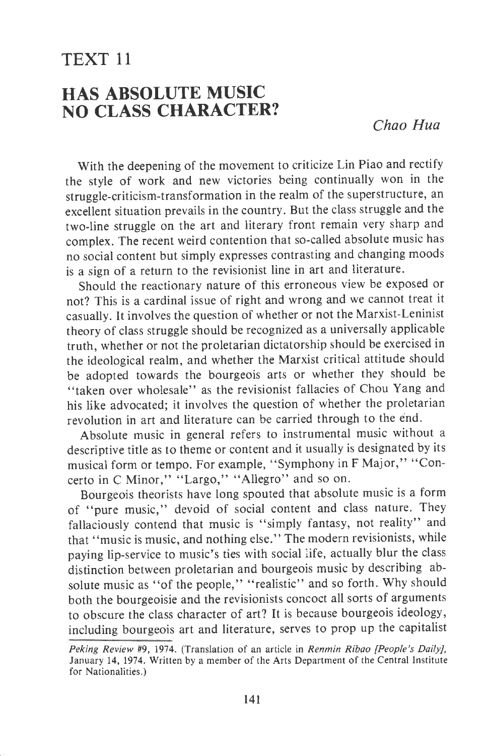# TEXT 11

## HAS ABSOLUTE MUSIC NO CLASS CHARACTER?

*Chao Hua*

With the deepening of the movement to criticize Lin Piao and rectify the style of work and new victories being continually won in the struggle-criticism-transformation in the realm of the superstructure, an excellent situation prevails in the country. But the class struggle and the two-line struggle on the art and literary front remain very sharp and complex. The recent weird contention that so-called absolute music has no social content but simply expresses contrasting and changing moods is a sign of a return to the revisionist line in art and literature.

Should the reactionary nature of this erroneous view be exposed or not? This is a cardinal issue of right and wrong and we cannot treat it casually. It involves the question of whether or not the Marxist-Leninist theory of class struggle should be recognized as a universally applicable truth, whether or not the proletarian dictatorship should be exercised in the ideological realm, and whether the Marxist critical attitude should be adopted towards the bourgeois arts or whether they should be "taken over wholesale" as the revisionist fallacies of Chou Yang and his like advocated; it involves the question of whether the proletarian revolution in art and literature can be carried through to the end.

Absolute music in general refers to instrumental music without a descriptive title as to theme or content and it usually is designated by its musical form or tempo. For example, "Symphony in F Major," "Concerto in C Minor," "Largo," "Allegro" and so on.

Bourgeois theorists have long spouted that absolute music is a form of "pure music," devoid of social content and class nature. They fallaciously contend that music is "simply fantasy, not reality" and that "music is music, and nothing else." The modern revisionists, while paying lip-service to music's ties with social life, actually blur the class distinction between proletarian and bourgeois music by describing absolute music as "of the people," "realistic" and so forth. Why should both the bourgeoisie and the revisionists concoct all sorts of arguments to obscure the class character of art? It is because bourgeois ideology, including bourgeois art and literature, serves to prop up the capitalist

---

*Peking Review* #9, 1974. (Translation of an article in *Renmin Ribao [People's Daily]*, January 14, 1974. Written by a member of the Arts Department of the Central Institute for Nationalities.)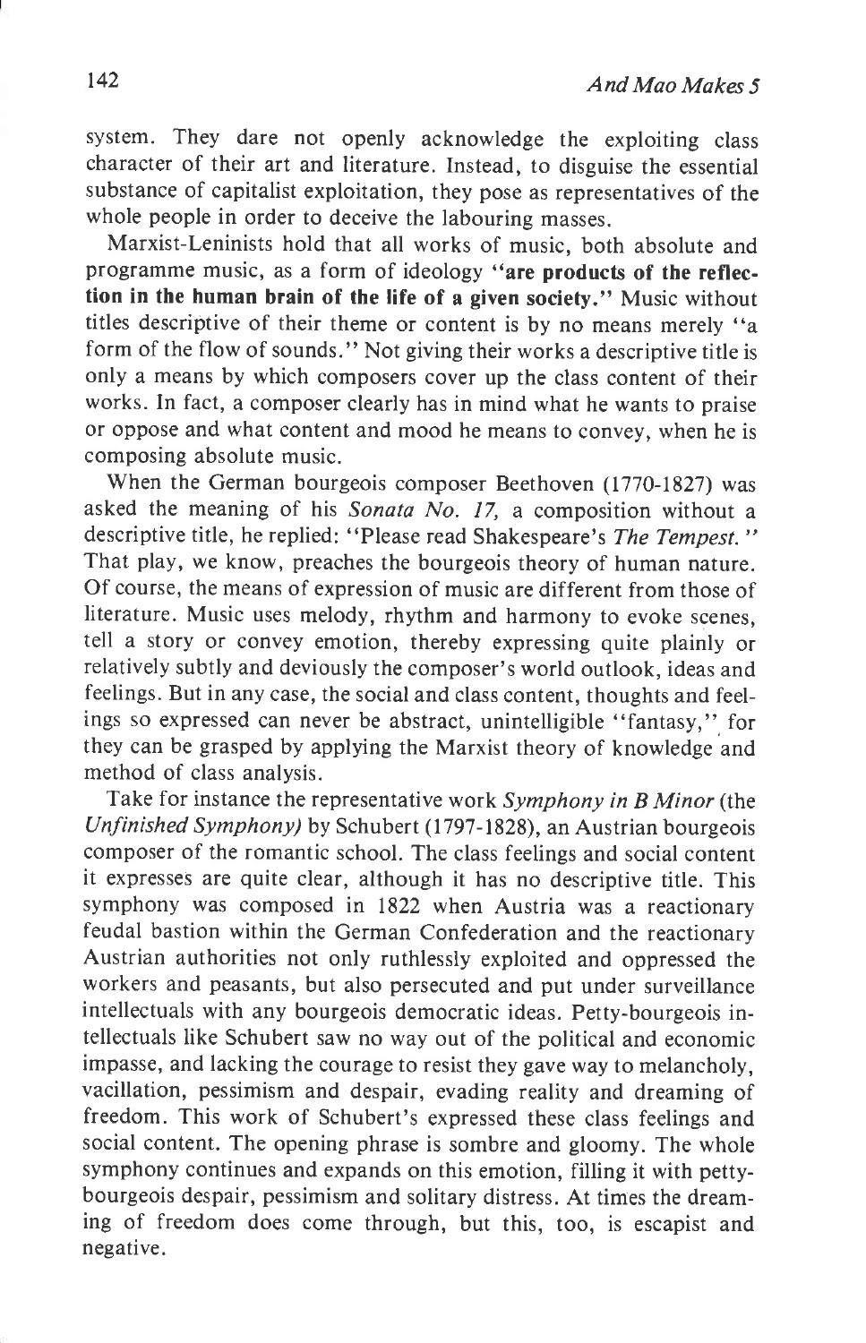system. They dare not openly acknowledge the exploiting class character of their art and literature. Instead, to disguise the essential substance of capitalist exploitation, they pose as representatives of the whole people in order to deceive the labouring masses.

Marxist-Leninists hold that all works of music, both absolute and programme music, as a form of ideology **"are products of the reflection in the human brain of the life of a given society."** Music without titles descriptive of their theme or content is by no means merely "a form of the flow of sounds." Not giving their works a descriptive title is only a means by which composers cover up the class content of their works. In fact, a composer clearly has in mind what he wants to praise or oppose and what content and mood he means to convey, when he is composing absolute music.

When the German bourgeois composer Beethoven (1770-1827) was asked the meaning of his *Sonata No. 17*, a composition without a descriptive title, he replied: "Please read Shakespeare's *The Tempest.*" That play, we know, preaches the bourgeois theory of human nature. Of course, the means of expression of music are different from those of literature. Music uses melody, rhythm and harmony to evoke scenes, tell a story or convey emotion, thereby expressing quite plainly or relatively subtly and deviously the composer's world outlook, ideas and feelings. But in any case, the social and class content, thoughts and feelings so expressed can never be abstract, unintelligible "fantasy," for they can be grasped by applying the Marxist theory of knowledge and method of class analysis.

Take for instance the representative work *Symphony in B Minor* (the *Unfinished Symphony)* by Schubert (1797-1828), an Austrian bourgeois composer of the romantic school. The class feelings and social content it expresses are quite clear, although it has no descriptive title. This symphony was composed in 1822 when Austria was a reactionary feudal bastion within the German Confederation and the reactionary Austrian authorities not only ruthlessly exploited and oppressed the workers and peasants, but also persecuted and put under surveillance intellectuals with any bourgeois democratic ideas. Petty-bourgeois intellectuals like Schubert saw no way out of the political and economic impasse, and lacking the courage to resist they gave way to melancholy, vacillation, pessimism and despair, evading reality and dreaming of freedom. This work of Schubert's expressed these class feelings and social content. The opening phrase is sombre and gloomy. The whole symphony continues and expands on this emotion, filling it with petty-bourgeois despair, pessimism and solitary distress. At times the dreaming of freedom does come through, but this, too, is escapist and negative.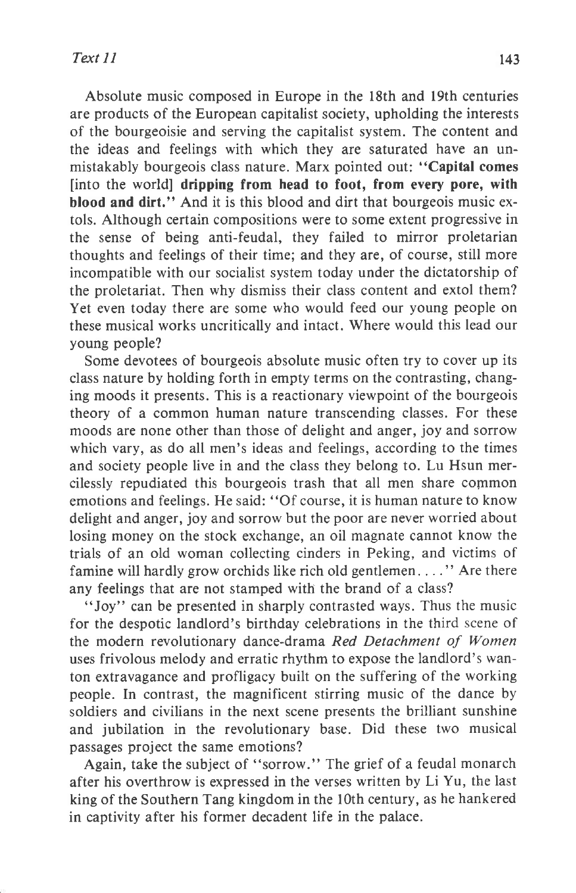Absolute music composed in Europe in the 18th and 19th centuries are products of the European capitalist society, upholding the interests of the bourgeoisie and serving the capitalist system. The content and the ideas and feelings with which they are saturated have an unmistakably bourgeois class nature. Marx pointed out: "**Capital comes** [into the world] **dripping from head to foot, from every pore, with blood and dirt.**" And it is this blood and dirt that bourgeois music extols. Although certain compositions were to some extent progressive in the sense of being anti-feudal, they failed to mirror proletarian thoughts and feelings of their time; and they are, of course, still more incompatible with our socialist system today under the dictatorship of the proletariat. Then why dismiss their class content and extol them? Yet even today there are some who would feed our young people on these musical works uncritically and intact. Where would this lead our young people?

Some devotees of bourgeois absolute music often try to cover up its class nature by holding forth in empty terms on the contrasting, changing moods it presents. This is a reactionary viewpoint of the bourgeois theory of a common human nature transcending classes. For these moods are none other than those of delight and anger, joy and sorrow which vary, as do all men's ideas and feelings, according to the times and society people live in and the class they belong to. Lu Hsun mercilessly repudiated this bourgeois trash that all men share common emotions and feelings. He said: "Of course, it is human nature to know delight and anger, joy and sorrow but the poor are never worried about losing money on the stock exchange, an oil magnate cannot know the trials of an old woman collecting cinders in Peking, and victims of famine will hardly grow orchids like rich old gentlemen. . . ." Are there any feelings that are not stamped with the brand of a class?

"Joy" can be presented in sharply contrasted ways. Thus the music for the despotic landlord's birthday celebrations in the third scene of the modern revolutionary dance-drama *Red Detachment of Women* uses frivolous melody and erratic rhythm to expose the landlord's wanton extravagance and profligacy built on the suffering of the working people. In contrast, the magnificent stirring music of the dance by soldiers and civilians in the next scene presents the brilliant sunshine and jubilation in the revolutionary base. Did these two musical passages project the same emotions?

Again, take the subject of "sorrow." The grief of a feudal monarch after his overthrow is expressed in the verses written by Li Yu, the last king of the Southern Tang kingdom in the 10th century, as he hankered in captivity after his former decadent life in the palace.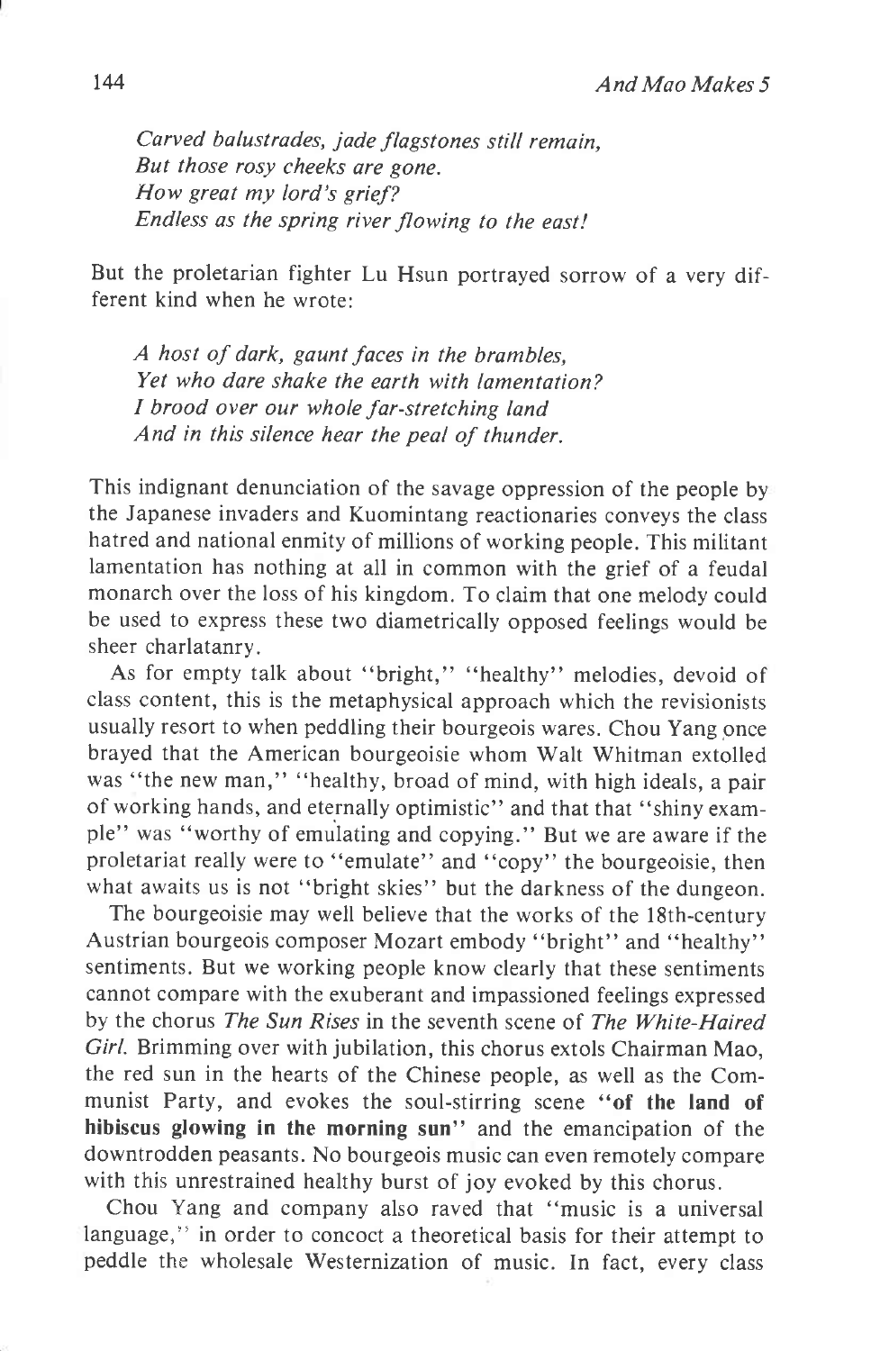*Carved balustrades, jade flagstones still remain,*
*But those rosy cheeks are gone.*
*How great my lord's grief?*
*Endless as the spring river flowing to the east!*

But the proletarian fighter Lu Hsun portrayed sorrow of a very different kind when he wrote:

*A host of dark, gaunt faces in the brambles,*
*Yet who dare shake the earth with lamentation?*
*I brood over our whole far-stretching land*
*And in this silence hear the peal of thunder.*

This indignant denunciation of the savage oppression of the people by the Japanese invaders and Kuomintang reactionaries conveys the class hatred and national enmity of millions of working people. This militant lamentation has nothing at all in common with the grief of a feudal monarch over the loss of his kingdom. To claim that one melody could be used to express these two diametrically opposed feelings would be sheer charlatanry.

As for empty talk about "bright," "healthy" melodies, devoid of class content, this is the metaphysical approach which the revisionists usually resort to when peddling their bourgeois wares. Chou Yang once brayed that the American bourgeoisie whom Walt Whitman extolled was "the new man," "healthy, broad of mind, with high ideals, a pair of working hands, and eternally optimistic" and that that "shiny example" was "worthy of emulating and copying." But we are aware if the proletariat really were to "emulate" and "copy" the bourgeoisie, then what awaits us is not "bright skies" but the darkness of the dungeon.

The bourgeoisie may well believe that the works of the 18th-century Austrian bourgeois composer Mozart embody "bright" and "healthy" sentiments. But we working people know clearly that these sentiments cannot compare with the exuberant and impassioned feelings expressed by the chorus *The Sun Rises* in the seventh scene of *The White-Haired Girl.* Brimming over with jubilation, this chorus extols Chairman Mao, the red sun in the hearts of the Chinese people, as well as the Communist Party, and evokes the soul-stirring scene **"of the land of hibiscus glowing in the morning sun"** and the emancipation of the downtrodden peasants. No bourgeois music can even remotely compare with this unrestrained healthy burst of joy evoked by this chorus.

Chou Yang and company also raved that "music is a universal language," in order to concoct a theoretical basis for their attempt to peddle the wholesale Westernization of music. In fact, every class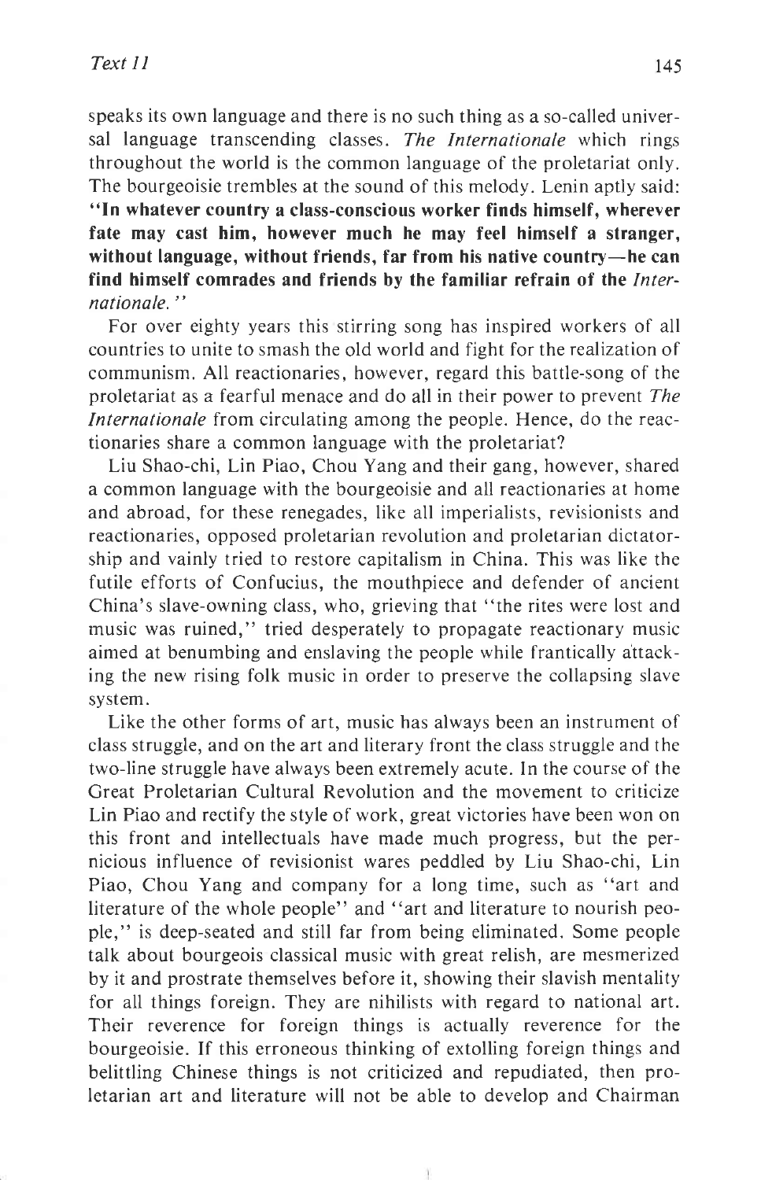speaks its own language and there is no such thing as a so-called universal language transcending classes. *The Internationale* which rings throughout the world is the common language of the proletariat only. The bourgeoisie trembles at the sound of this melody. Lenin aptly said: **"In whatever country a class-conscious worker finds himself, wherever fate may cast him, however much he may feel himself a stranger, without language, without friends, far from his native country—he can find himself comrades and friends by the familiar refrain of the *Internationale*."**

For over eighty years this stirring song has inspired workers of all countries to unite to smash the old world and fight for the realization of communism. All reactionaries, however, regard this battle-song of the proletariat as a fearful menace and do all in their power to prevent *The Internationale* from circulating among the people. Hence, do the reactionaries share a common language with the proletariat?

Liu Shao-chi, Lin Piao, Chou Yang and their gang, however, shared a common language with the bourgeoisie and all reactionaries at home and abroad, for these renegades, like all imperialists, revisionists and reactionaries, opposed proletarian revolution and proletarian dictatorship and vainly tried to restore capitalism in China. This was like the futile efforts of Confucius, the mouthpiece and defender of ancient China's slave-owning class, who, grieving that "the rites were lost and music was ruined," tried desperately to propagate reactionary music aimed at benumbing and enslaving the people while frantically attacking the new rising folk music in order to preserve the collapsing slave system.

Like the other forms of art, music has always been an instrument of class struggle, and on the art and literary front the class struggle and the two-line struggle have always been extremely acute. In the course of the Great Proletarian Cultural Revolution and the movement to criticize Lin Piao and rectify the style of work, great victories have been won on this front and intellectuals have made much progress, but the pernicious influence of revisionist wares peddled by Liu Shao-chi, Lin Piao, Chou Yang and company for a long time, such as "art and literature of the whole people" and "art and literature to nourish people," is deep-seated and still far from being eliminated. Some people talk about bourgeois classical music with great relish, are mesmerized by it and prostrate themselves before it, showing their slavish mentality for all things foreign. They are nihilists with regard to national art. Their reverence for foreign things is actually reverence for the bourgeoisie. If this erroneous thinking of extolling foreign things and belittling Chinese things is not criticized and repudiated, then proletarian art and literature will not be able to develop and Chairman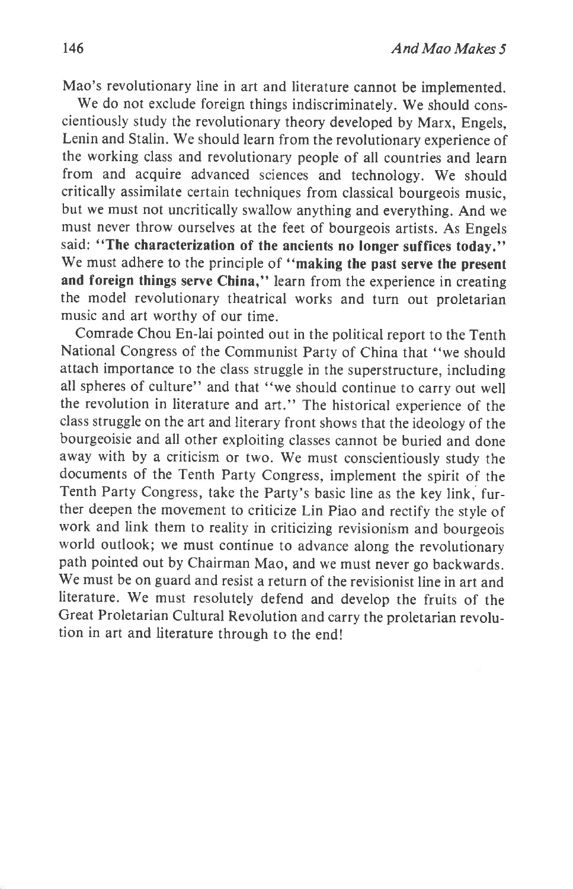Mao's revolutionary line in art and literature cannot be implemented.

We do not exclude foreign things indiscriminately. We should conscientiously study the revolutionary theory developed by Marx, Engels, Lenin and Stalin. We should learn from the revolutionary experience of the working class and revolutionary people of all countries and learn from and acquire advanced sciences and technology. We should critically assimilate certain techniques from classical bourgeois music, but we must not uncritically swallow anything and everything. And we must never throw ourselves at the feet of bourgeois artists. As Engels said: **"The characterization of the ancients no longer suffices today."** We must adhere to the principle of **"making the past serve the present and foreign things serve China,"** learn from the experience in creating the model revolutionary theatrical works and turn out proletarian music and art worthy of our time.

Comrade Chou En-lai pointed out in the political report to the Tenth National Congress of the Communist Party of China that "we should attach importance to the class struggle in the superstructure, including all spheres of culture" and that "we should continue to carry out well the revolution in literature and art." The historical experience of the class struggle on the art and literary front shows that the ideology of the bourgeoisie and all other exploiting classes cannot be buried and done away with by a criticism or two. We must conscientiously study the documents of the Tenth Party Congress, implement the spirit of the Tenth Party Congress, take the Party's basic line as the key link, further deepen the movement to criticize Lin Piao and rectify the style of work and link them to reality in criticizing revisionism and bourgeois world outlook; we must continue to advance along the revolutionary path pointed out by Chairman Mao, and we must never go backwards. We must be on guard and resist a return of the revisionist line in art and literature. We must resolutely defend and develop the fruits of the Great Proletarian Cultural Revolution and carry the proletarian revolution in art and literature through to the end!